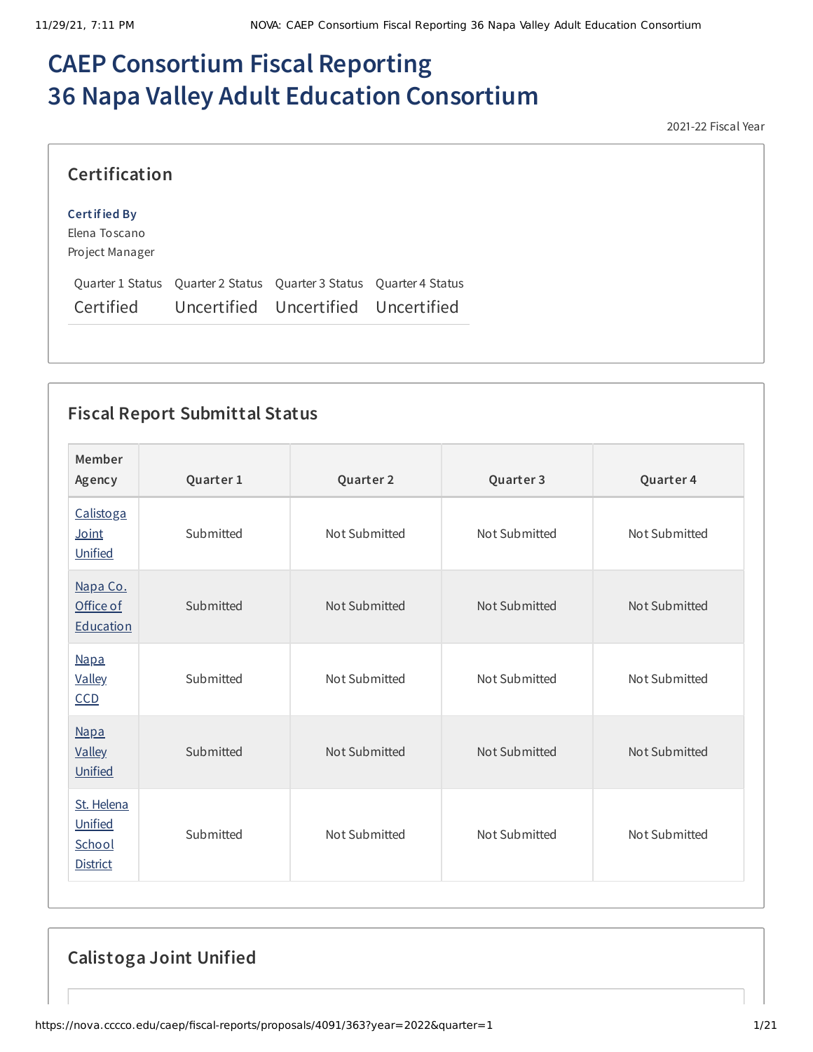# CAEP Consortium Fiscal Reporting
# 36 Napa Valley Adult Education Consortium

2021-22 Fiscal Year

## Certification

**Certified By**
Elena Toscano
Project Manager

| Quarter 1 Status | Quarter 2 Status | Quarter 3 Status | Quarter 4 Status |
|---|---|---|---|
| Certified | Uncertified | Uncertified | Uncertified |

## Fiscal Report Submittal Status

| Member Agency | Quarter 1 | Quarter 2 | Quarter 3 | Quarter 4 |
|---|---|---|---|---|
| Calistoga Joint Unified | Submitted | Not Submitted | Not Submitted | Not Submitted |
| Napa Co. Office of Education | Submitted | Not Submitted | Not Submitted | Not Submitted |
| Napa Valley CCD | Submitted | Not Submitted | Not Submitted | Not Submitted |
| Napa Valley Unified | Submitted | Not Submitted | Not Submitted | Not Submitted |
| St. Helena Unified School District | Submitted | Not Submitted | Not Submitted | Not Submitted |

## Calistoga Joint Unified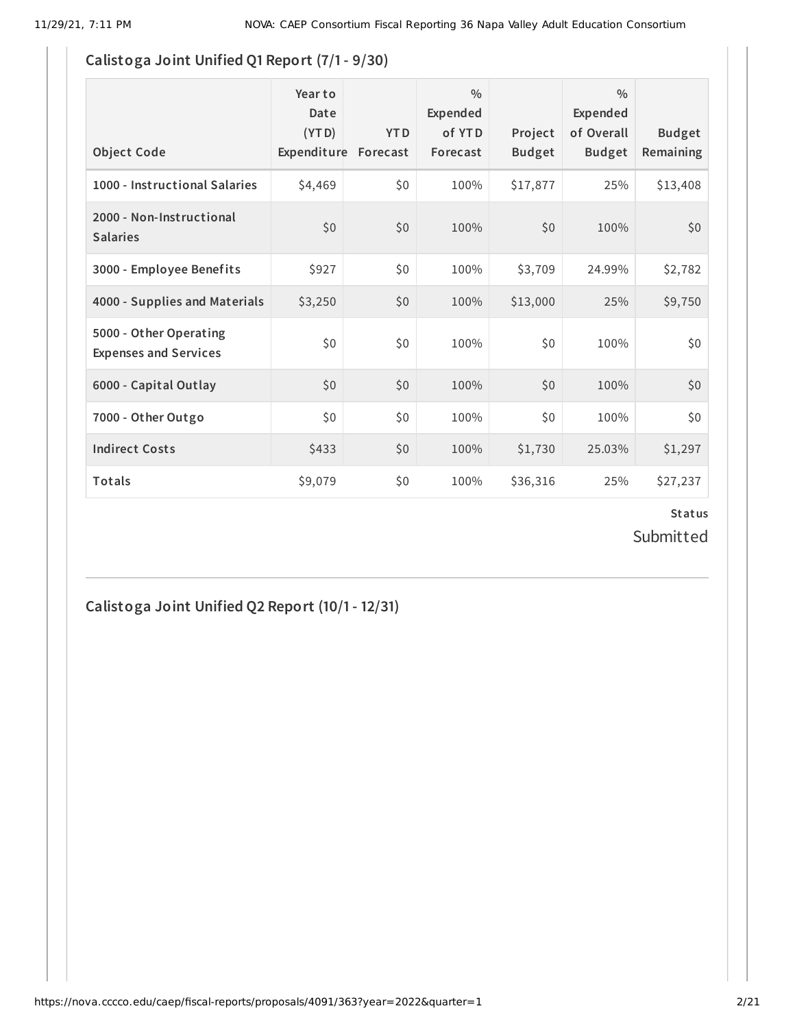## Calistoga Joint Unified Q1 Report (7/1 - 9/30)

| Object Code | Year to Date (YTD) Expenditure | YTD Forecast | % Expended of YTD Forecast | Project Budget | % Expended of Overall Budget | Budget Remaining |
|---|---|---|---|---|---|---|
| **1000 - Instructional Salaries** | $4,469 | $0 | 100% | $17,877 | 25% | $13,408 |
| **2000 - Non-Instructional Salaries** | $0 | $0 | 100% | $0 | 100% | $0 |
| **3000 - Employee Benefits** | $927 | $0 | 100% | $3,709 | 24.99% | $2,782 |
| **4000 - Supplies and Materials** | $3,250 | $0 | 100% | $13,000 | 25% | $9,750 |
| **5000 - Other Operating Expenses and Services** | $0 | $0 | 100% | $0 | 100% | $0 |
| **6000 - Capital Outlay** | $0 | $0 | 100% | $0 | 100% | $0 |
| **7000 - Other Outgo** | $0 | $0 | 100% | $0 | 100% | $0 |
| **Indirect Costs** | $433 | $0 | 100% | $1,730 | 25.03% | $1,297 |
| **Totals** | $9,079 | $0 | 100% | $36,316 | 25% | $27,237 |

**Status**

Submitted

## Calistoga Joint Unified Q2 Report (10/1 - 12/31)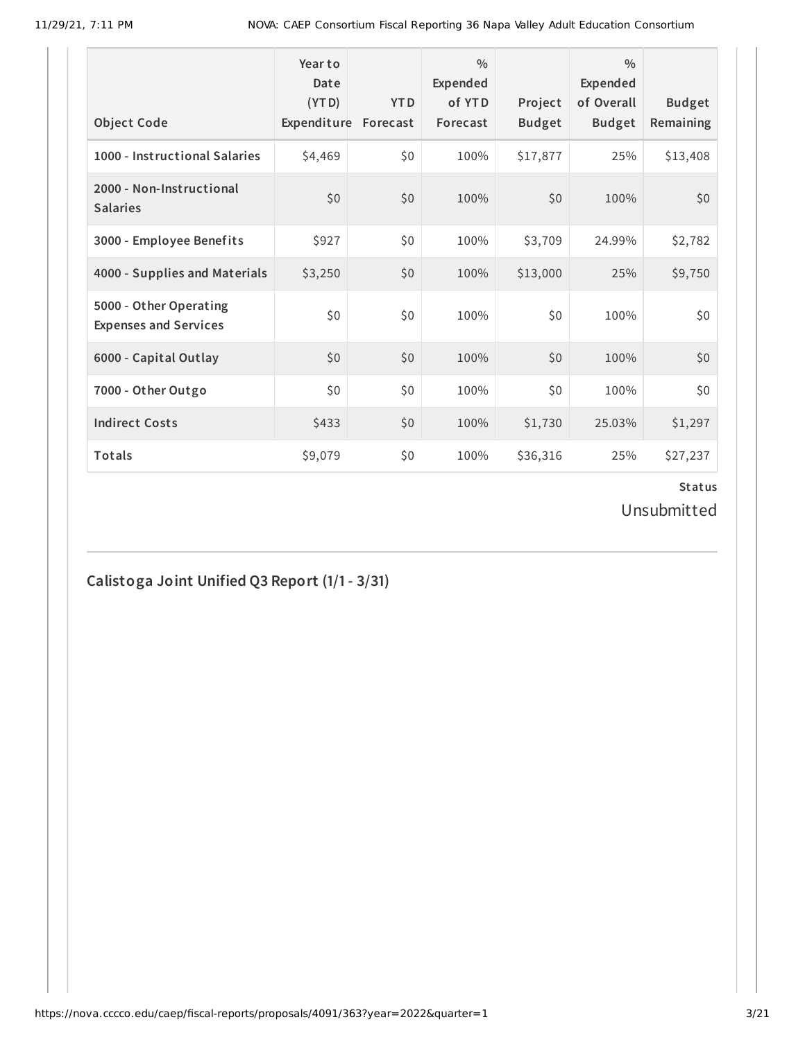| Object Code | Year to Date (YTD) Expenditure | YTD Forecast | % Expended of YTD Forecast | Project Budget | % Expended of Overall Budget | Budget Remaining |
|---|---|---|---|---|---|---|
| 1000 - Instructional Salaries | $4,469 | $0 | 100% | $17,877 | 25% | $13,408 |
| 2000 - Non-Instructional Salaries | $0 | $0 | 100% | $0 | 100% | $0 |
| 3000 - Employee Benefits | $927 | $0 | 100% | $3,709 | 24.99% | $2,782 |
| 4000 - Supplies and Materials | $3,250 | $0 | 100% | $13,000 | 25% | $9,750 |
| 5000 - Other Operating Expenses and Services | $0 | $0 | 100% | $0 | 100% | $0 |
| 6000 - Capital Outlay | $0 | $0 | 100% | $0 | 100% | $0 |
| 7000 - Other Outgo | $0 | $0 | 100% | $0 | 100% | $0 |
| Indirect Costs | $433 | $0 | 100% | $1,730 | 25.03% | $1,297 |
| Totals | $9,079 | $0 | 100% | $36,316 | 25% | $27,237 |

**Status**

Unsubmitted

## Calistoga Joint Unified Q3 Report (1/1 - 3/31)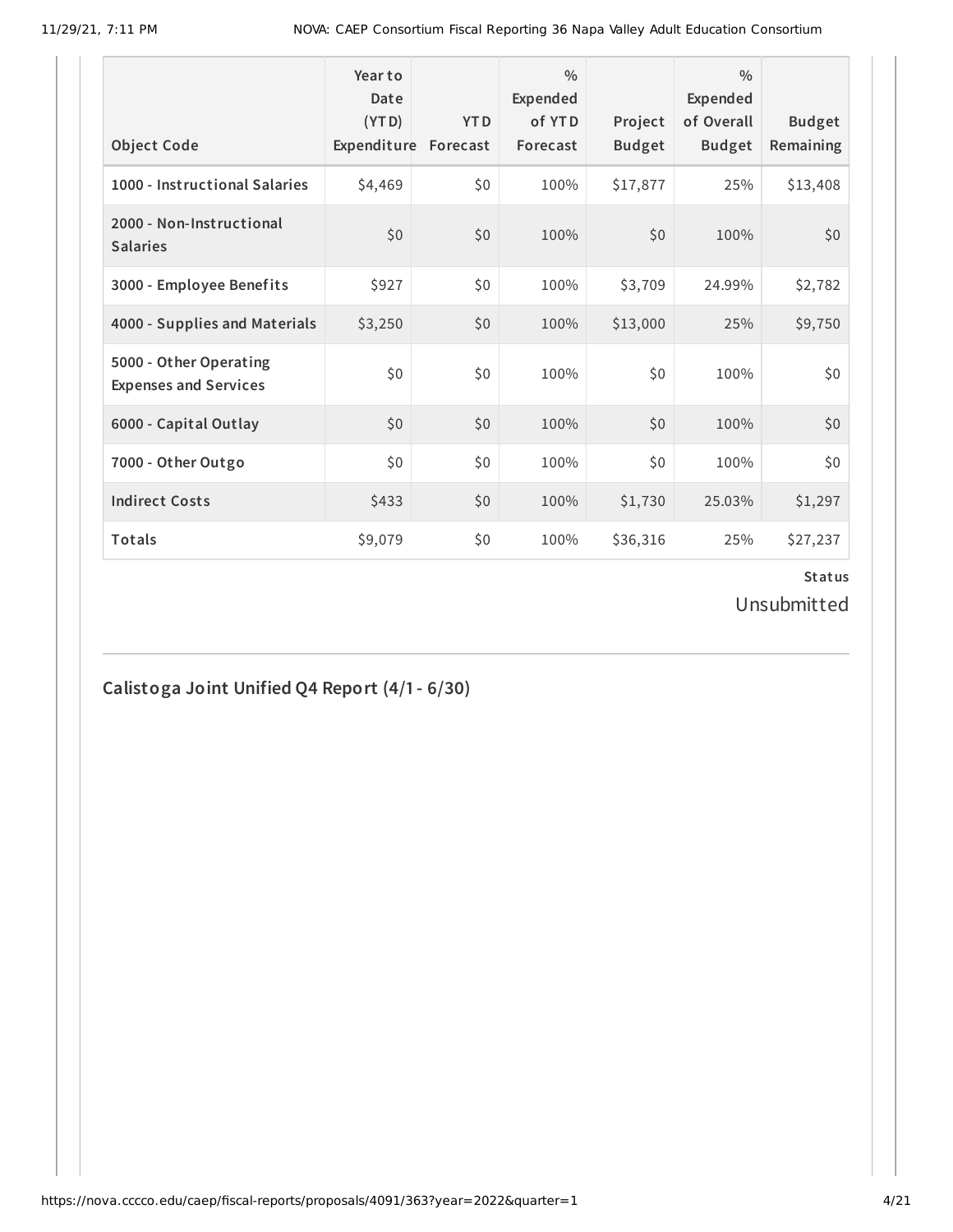| Object Code | Year to Date (YTD) Expenditure | YTD Forecast | % Expended of YTD Forecast | Project Budget | % Expended of Overall Budget | Budget Remaining |
|---|---|---|---|---|---|---|
| 1000 - Instructional Salaries | $4,469 | $0 | 100% | $17,877 | 25% | $13,408 |
| 2000 - Non-Instructional Salaries | $0 | $0 | 100% | $0 | 100% | $0 |
| 3000 - Employee Benefits | $927 | $0 | 100% | $3,709 | 24.99% | $2,782 |
| 4000 - Supplies and Materials | $3,250 | $0 | 100% | $13,000 | 25% | $9,750 |
| 5000 - Other Operating Expenses and Services | $0 | $0 | 100% | $0 | 100% | $0 |
| 6000 - Capital Outlay | $0 | $0 | 100% | $0 | 100% | $0 |
| 7000 - Other Outgo | $0 | $0 | 100% | $0 | 100% | $0 |
| Indirect Costs | $433 | $0 | 100% | $1,730 | 25.03% | $1,297 |
| Totals | $9,079 | $0 | 100% | $36,316 | 25% | $27,237 |

**Status**

Unsubmitted

## Calistoga Joint Unified Q4 Report (4/1 - 6/30)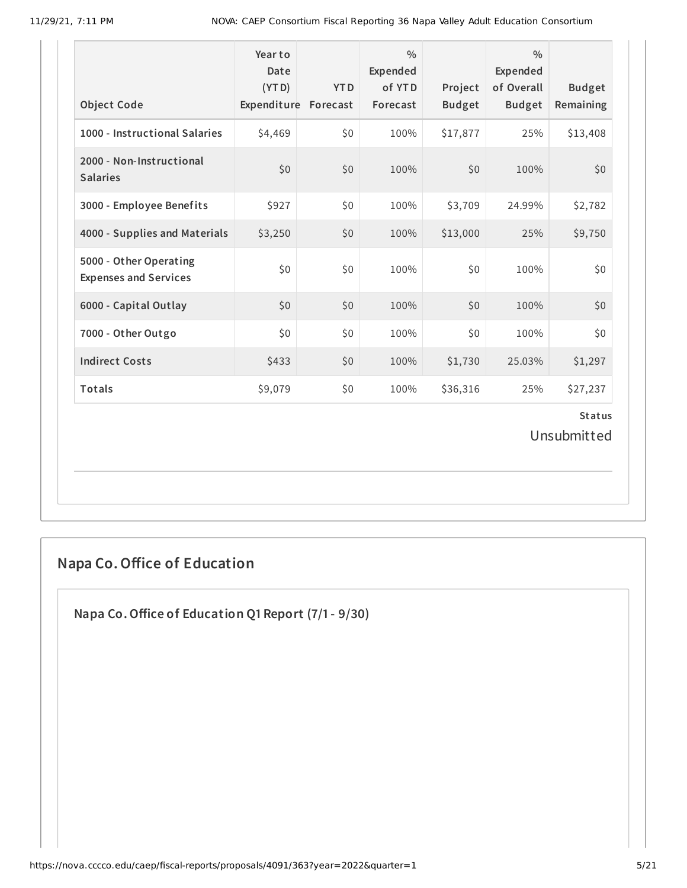| Object Code | Year to Date (YTD) Expenditure | YTD Forecast | % Expended of YTD Forecast | Project Budget | % Expended of Overall Budget | Budget Remaining |
|---|---|---|---|---|---|---|
| 1000 - Instructional Salaries | $4,469 | $0 | 100% | $17,877 | 25% | $13,408 |
| 2000 - Non-Instructional Salaries | $0 | $0 | 100% | $0 | 100% | $0 |
| 3000 - Employee Benefits | $927 | $0 | 100% | $3,709 | 24.99% | $2,782 |
| 4000 - Supplies and Materials | $3,250 | $0 | 100% | $13,000 | 25% | $9,750 |
| 5000 - Other Operating Expenses and Services | $0 | $0 | 100% | $0 | 100% | $0 |
| 6000 - Capital Outlay | $0 | $0 | 100% | $0 | 100% | $0 |
| 7000 - Other Outgo | $0 | $0 | 100% | $0 | 100% | $0 |
| Indirect Costs | $433 | $0 | 100% | $1,730 | 25.03% | $1,297 |
| Totals | $9,079 | $0 | 100% | $36,316 | 25% | $27,237 |

**Status**

Unsubmitted

## Napa Co. Office of Education

### Napa Co. Office of Education Q1 Report (7/1 - 9/30)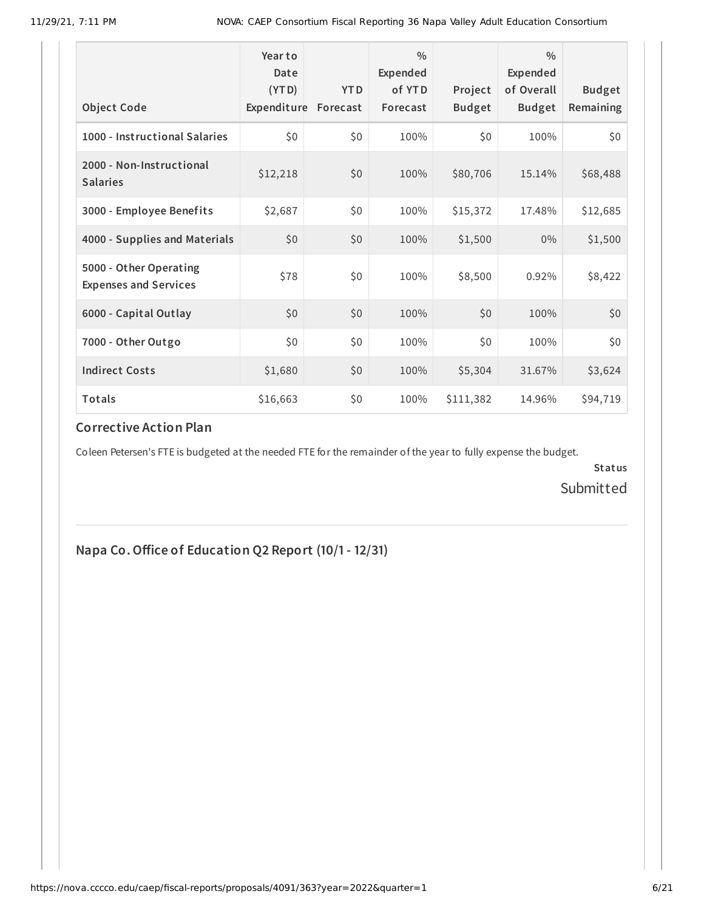| Object Code | Year to Date (YTD) Expenditure | YTD Forecast | % Expended of YTD Forecast | Project Budget | % Expended of Overall Budget | Budget Remaining |
|---|---|---|---|---|---|---|
| 1000 - Instructional Salaries | $0 | $0 | 100% | $0 | 100% | $0 |
| 2000 - Non-Instructional Salaries | $12,218 | $0 | 100% | $80,706 | 15.14% | $68,488 |
| 3000 - Employee Benefits | $2,687 | $0 | 100% | $15,372 | 17.48% | $12,685 |
| 4000 - Supplies and Materials | $0 | $0 | 100% | $1,500 | 0% | $1,500 |
| 5000 - Other Operating Expenses and Services | $78 | $0 | 100% | $8,500 | 0.92% | $8,422 |
| 6000 - Capital Outlay | $0 | $0 | 100% | $0 | 100% | $0 |
| 7000 - Other Outgo | $0 | $0 | 100% | $0 | 100% | $0 |
| Indirect Costs | $1,680 | $0 | 100% | $5,304 | 31.67% | $3,624 |
| Totals | $16,663 | $0 | 100% | $111,382 | 14.96% | $94,719 |

### Corrective Action Plan

Coleen Petersen's FTE is budgeted at the needed FTE for the remainder of the year to fully expense the budget.

**Status**

Submitted

## Napa Co. Office of Education Q2 Report (10/1 - 12/31)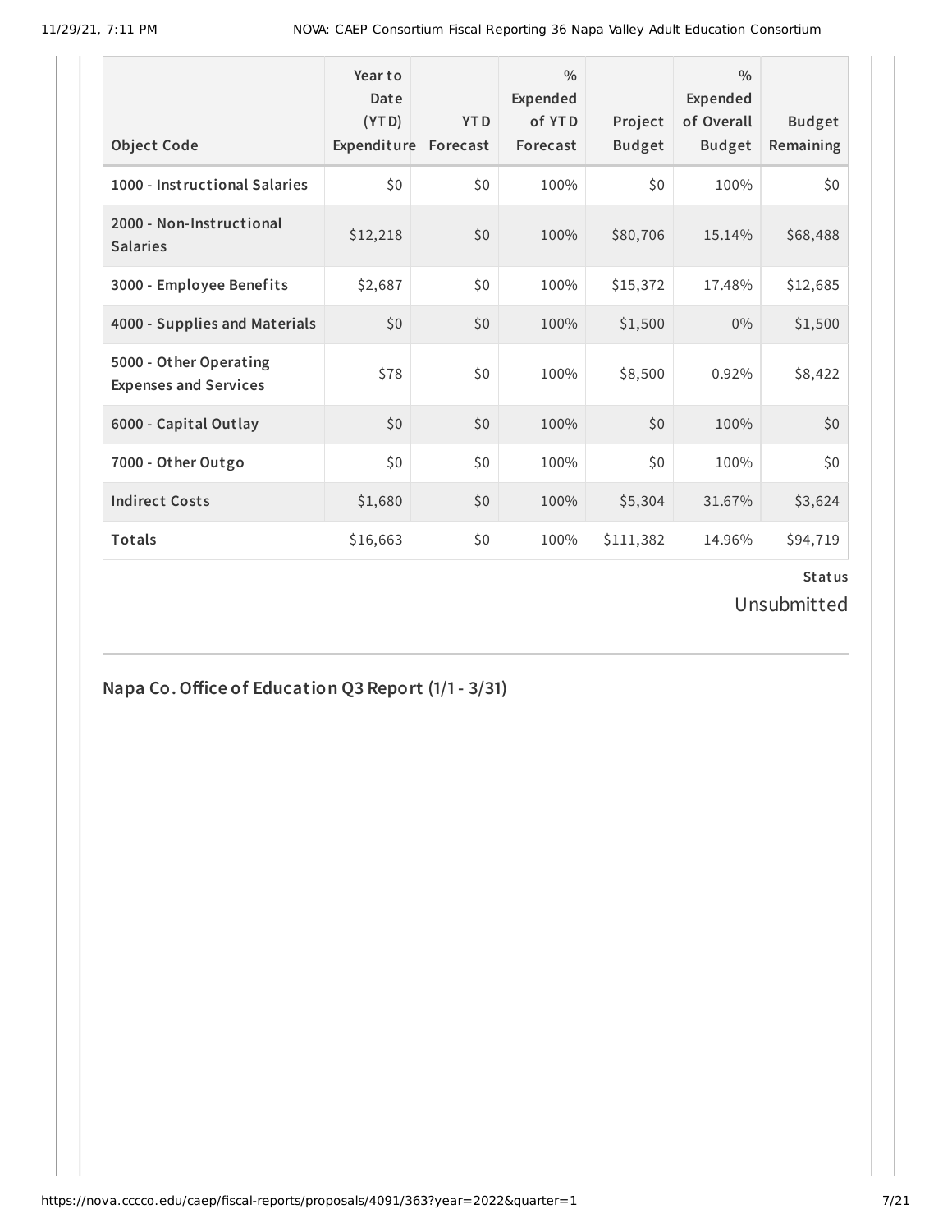| Object Code | Year to Date (YTD) Expenditure | YTD Forecast | % Expended of YTD Forecast | Project Budget | % Expended of Overall Budget | Budget Remaining |
|---|---|---|---|---|---|---|
| 1000 - Instructional Salaries | $0 | $0 | 100% | $0 | 100% | $0 |
| 2000 - Non-Instructional Salaries | $12,218 | $0 | 100% | $80,706 | 15.14% | $68,488 |
| 3000 - Employee Benefits | $2,687 | $0 | 100% | $15,372 | 17.48% | $12,685 |
| 4000 - Supplies and Materials | $0 | $0 | 100% | $1,500 | 0% | $1,500 |
| 5000 - Other Operating Expenses and Services | $78 | $0 | 100% | $8,500 | 0.92% | $8,422 |
| 6000 - Capital Outlay | $0 | $0 | 100% | $0 | 100% | $0 |
| 7000 - Other Outgo | $0 | $0 | 100% | $0 | 100% | $0 |
| Indirect Costs | $1,680 | $0 | 100% | $5,304 | 31.67% | $3,624 |
| Totals | $16,663 | $0 | 100% | $111,382 | 14.96% | $94,719 |

**Status**

Unsubmitted

## Napa Co. Office of Education Q3 Report (1/1 - 3/31)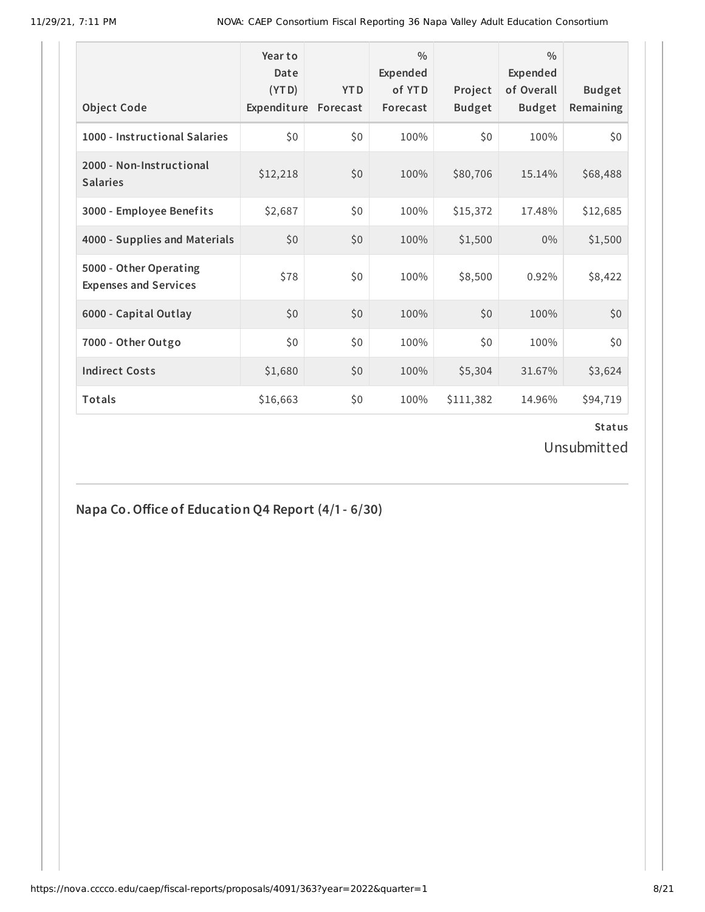| Object Code | Year to Date (YTD) Expenditure | YTD Forecast | % Expended of YTD Forecast | Project Budget | % Expended of Overall Budget | Budget Remaining |
|---|---|---|---|---|---|---|
| 1000 - Instructional Salaries | $0 | $0 | 100% | $0 | 100% | $0 |
| 2000 - Non-Instructional Salaries | $12,218 | $0 | 100% | $80,706 | 15.14% | $68,488 |
| 3000 - Employee Benefits | $2,687 | $0 | 100% | $15,372 | 17.48% | $12,685 |
| 4000 - Supplies and Materials | $0 | $0 | 100% | $1,500 | 0% | $1,500 |
| 5000 - Other Operating Expenses and Services | $78 | $0 | 100% | $8,500 | 0.92% | $8,422 |
| 6000 - Capital Outlay | $0 | $0 | 100% | $0 | 100% | $0 |
| 7000 - Other Outgo | $0 | $0 | 100% | $0 | 100% | $0 |
| Indirect Costs | $1,680 | $0 | 100% | $5,304 | 31.67% | $3,624 |
| Totals | $16,663 | $0 | 100% | $111,382 | 14.96% | $94,719 |

**Status**

Unsubmitted

## Napa Co. Office of Education Q4 Report (4/1 - 6/30)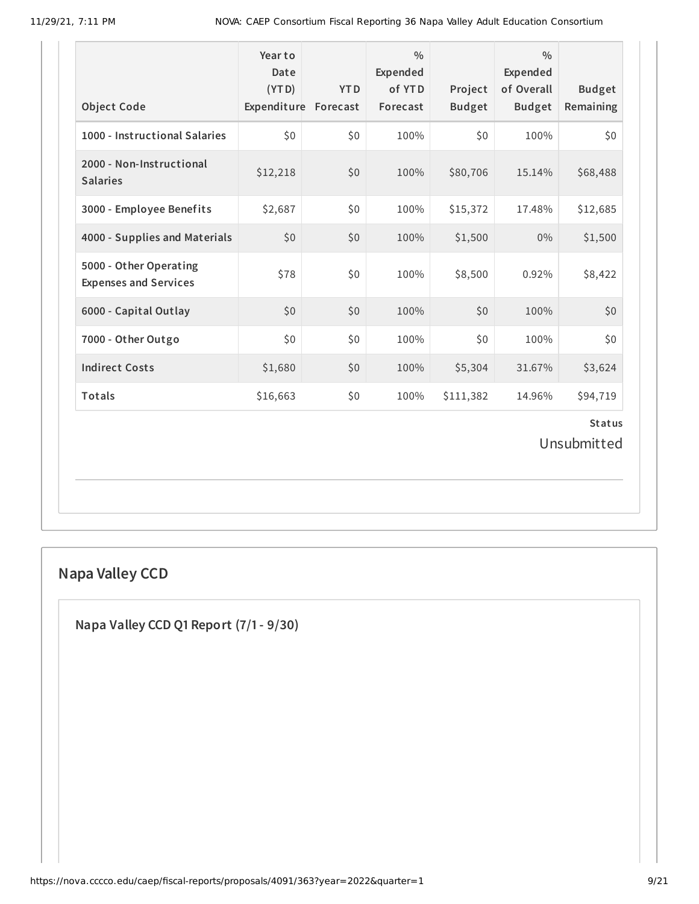| Object Code | Year to Date (YTD) Expenditure | YTD Forecast | % Expended of YTD Forecast | Project Budget | % Expended of Overall Budget | Budget Remaining |
|---|---|---|---|---|---|---|
| 1000 - Instructional Salaries | $0 | $0 | 100% | $0 | 100% | $0 |
| 2000 - Non-Instructional Salaries | $12,218 | $0 | 100% | $80,706 | 15.14% | $68,488 |
| 3000 - Employee Benefits | $2,687 | $0 | 100% | $15,372 | 17.48% | $12,685 |
| 4000 - Supplies and Materials | $0 | $0 | 100% | $1,500 | 0% | $1,500 |
| 5000 - Other Operating Expenses and Services | $78 | $0 | 100% | $8,500 | 0.92% | $8,422 |
| 6000 - Capital Outlay | $0 | $0 | 100% | $0 | 100% | $0 |
| 7000 - Other Outgo | $0 | $0 | 100% | $0 | 100% | $0 |
| Indirect Costs | $1,680 | $0 | 100% | $5,304 | 31.67% | $3,624 |
| Totals | $16,663 | $0 | 100% | $111,382 | 14.96% | $94,719 |

**Status**

Unsubmitted

## Napa Valley CCD

### Napa Valley CCD Q1 Report (7/1 - 9/30)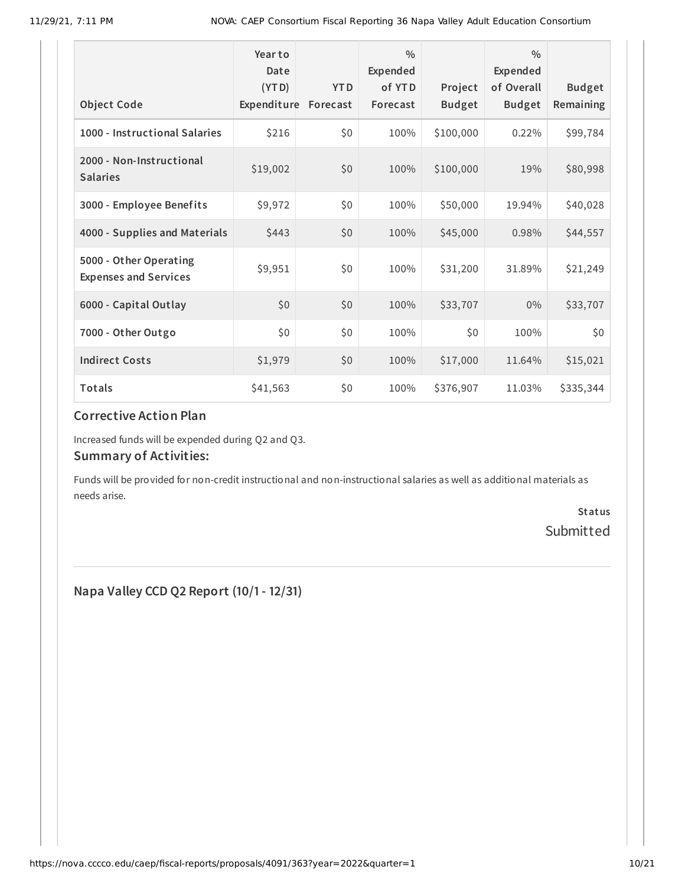| Object Code | Year to Date (YTD) Expenditure | YTD Forecast | % Expended of YTD Forecast | Project Budget | % Expended of Overall Budget | Budget Remaining |
|---|---|---|---|---|---|---|
| 1000 - Instructional Salaries | $216 | $0 | 100% | $100,000 | 0.22% | $99,784 |
| 2000 - Non-Instructional Salaries | $19,002 | $0 | 100% | $100,000 | 19% | $80,998 |
| 3000 - Employee Benefits | $9,972 | $0 | 100% | $50,000 | 19.94% | $40,028 |
| 4000 - Supplies and Materials | $443 | $0 | 100% | $45,000 | 0.98% | $44,557 |
| 5000 - Other Operating Expenses and Services | $9,951 | $0 | 100% | $31,200 | 31.89% | $21,249 |
| 6000 - Capital Outlay | $0 | $0 | 100% | $33,707 | 0% | $33,707 |
| 7000 - Other Outgo | $0 | $0 | 100% | $0 | 100% | $0 |
| Indirect Costs | $1,979 | $0 | 100% | $17,000 | 11.64% | $15,021 |
| Totals | $41,563 | $0 | 100% | $376,907 | 11.03% | $335,344 |

### Corrective Action Plan

Increased funds will be expended during Q2 and Q3.

### Summary of Activities:

Funds will be provided for non-credit instructional and non-instructional salaries as well as additional materials as needs arise.

**Status**
Submitted

---

## Napa Valley CCD Q2 Report (10/1 - 12/31)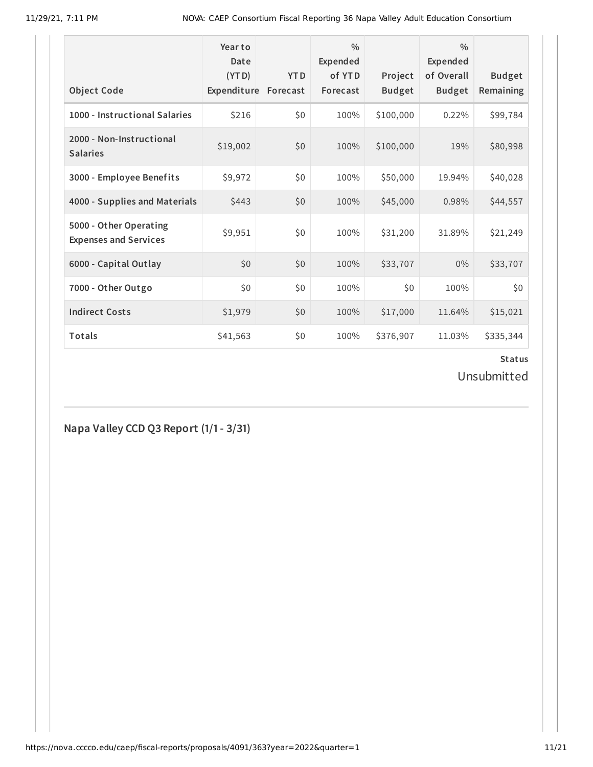| Object Code | Year to Date (YTD) Expenditure | YTD Forecast | % Expended of YTD Forecast | Project Budget | % Expended of Overall Budget | Budget Remaining |
|---|---|---|---|---|---|---|
| 1000 - Instructional Salaries | $216 | $0 | 100% | $100,000 | 0.22% | $99,784 |
| 2000 - Non-Instructional Salaries | $19,002 | $0 | 100% | $100,000 | 19% | $80,998 |
| 3000 - Employee Benefits | $9,972 | $0 | 100% | $50,000 | 19.94% | $40,028 |
| 4000 - Supplies and Materials | $443 | $0 | 100% | $45,000 | 0.98% | $44,557 |
| 5000 - Other Operating Expenses and Services | $9,951 | $0 | 100% | $31,200 | 31.89% | $21,249 |
| 6000 - Capital Outlay | $0 | $0 | 100% | $33,707 | 0% | $33,707 |
| 7000 - Other Outgo | $0 | $0 | 100% | $0 | 100% | $0 |
| Indirect Costs | $1,979 | $0 | 100% | $17,000 | 11.64% | $15,021 |
| Totals | $41,563 | $0 | 100% | $376,907 | 11.03% | $335,344 |

**Status**

Unsubmitted

## Napa Valley CCD Q3 Report (1/1 - 3/31)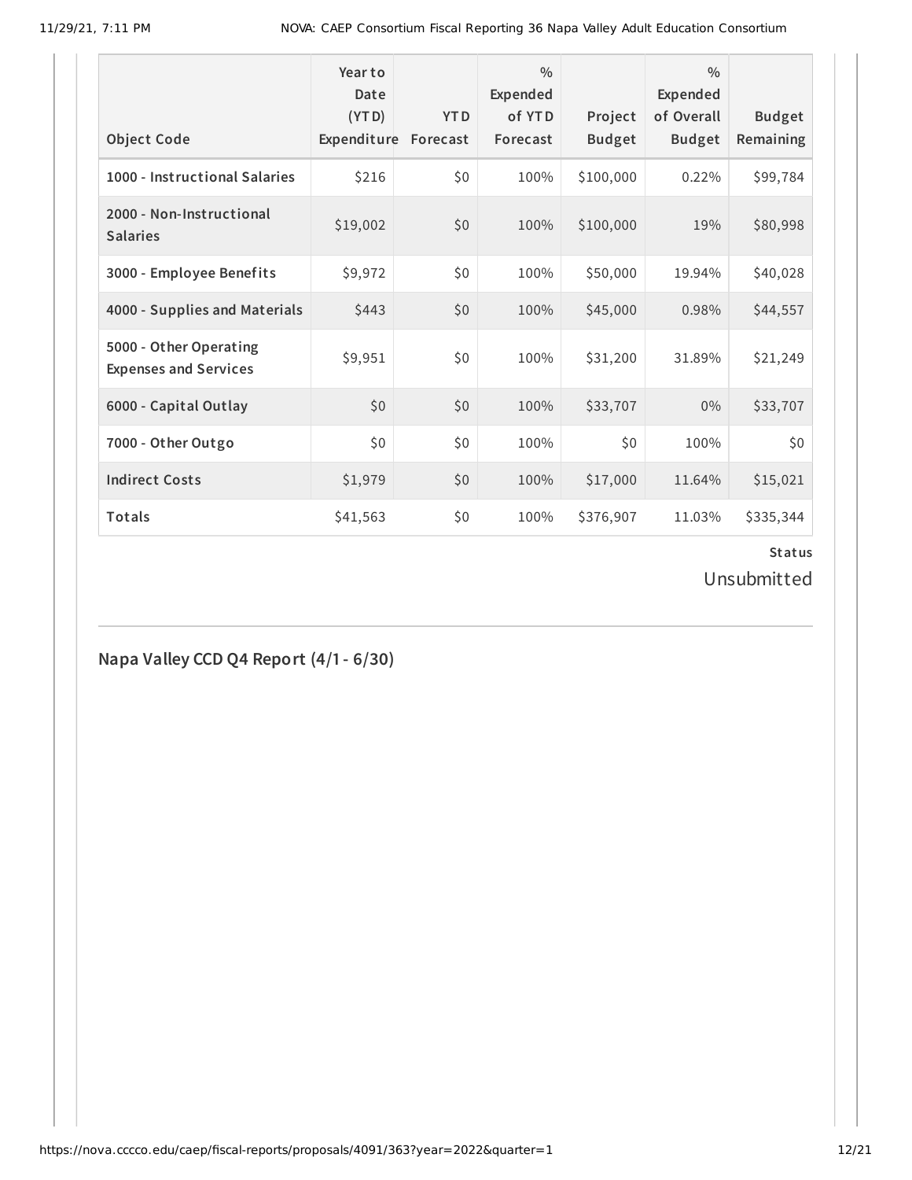| Object Code | Year to Date (YTD) Expenditure | YTD Forecast | % Expended of YTD Forecast | Project Budget | % Expended of Overall Budget | Budget Remaining |
|---|---|---|---|---|---|---|
| 1000 - Instructional Salaries | $216 | $0 | 100% | $100,000 | 0.22% | $99,784 |
| 2000 - Non-Instructional Salaries | $19,002 | $0 | 100% | $100,000 | 19% | $80,998 |
| 3000 - Employee Benefits | $9,972 | $0 | 100% | $50,000 | 19.94% | $40,028 |
| 4000 - Supplies and Materials | $443 | $0 | 100% | $45,000 | 0.98% | $44,557 |
| 5000 - Other Operating Expenses and Services | $9,951 | $0 | 100% | $31,200 | 31.89% | $21,249 |
| 6000 - Capital Outlay | $0 | $0 | 100% | $33,707 | 0% | $33,707 |
| 7000 - Other Outgo | $0 | $0 | 100% | $0 | 100% | $0 |
| Indirect Costs | $1,979 | $0 | 100% | $17,000 | 11.64% | $15,021 |
| Totals | $41,563 | $0 | 100% | $376,907 | 11.03% | $335,344 |

**Status**

Unsubmitted

## Napa Valley CCD Q4 Report (4/1 - 6/30)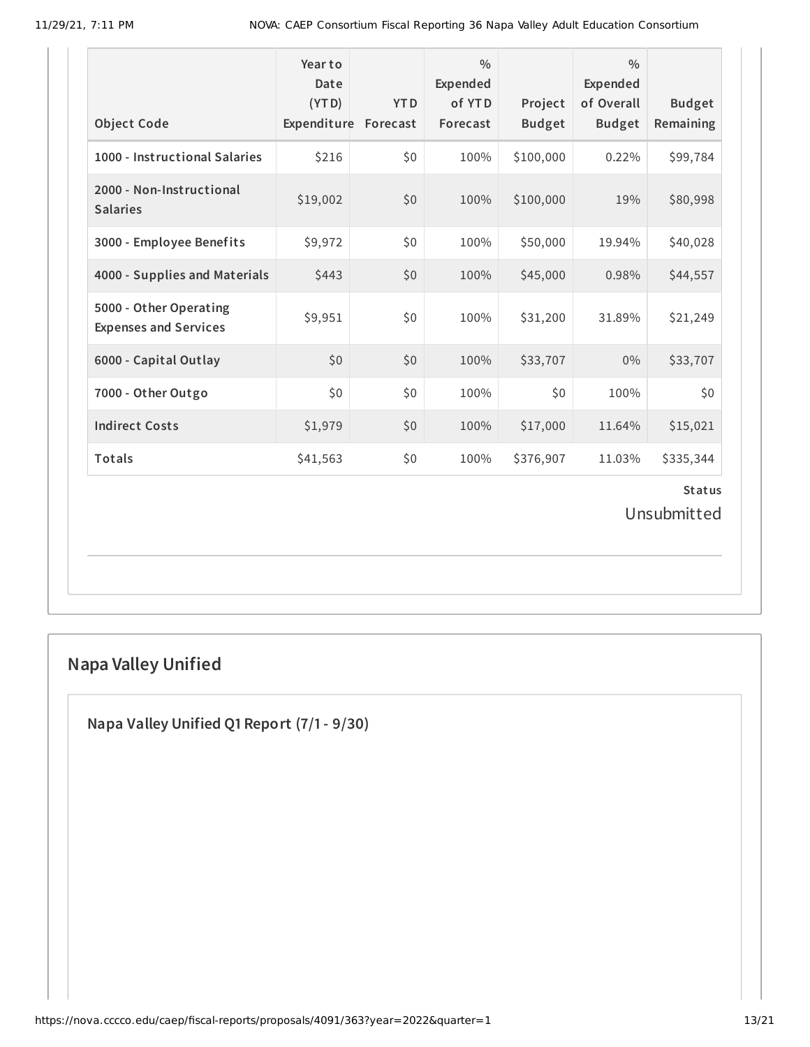| Object Code | Year to Date (YTD) Expenditure | YTD Forecast | % Expended of YTD Forecast | Project Budget | % Expended of Overall Budget | Budget Remaining |
|---|---|---|---|---|---|---|
| 1000 - Instructional Salaries | $216 | $0 | 100% | $100,000 | 0.22% | $99,784 |
| 2000 - Non-Instructional Salaries | $19,002 | $0 | 100% | $100,000 | 19% | $80,998 |
| 3000 - Employee Benefits | $9,972 | $0 | 100% | $50,000 | 19.94% | $40,028 |
| 4000 - Supplies and Materials | $443 | $0 | 100% | $45,000 | 0.98% | $44,557 |
| 5000 - Other Operating Expenses and Services | $9,951 | $0 | 100% | $31,200 | 31.89% | $21,249 |
| 6000 - Capital Outlay | $0 | $0 | 100% | $33,707 | 0% | $33,707 |
| 7000 - Other Outgo | $0 | $0 | 100% | $0 | 100% | $0 |
| Indirect Costs | $1,979 | $0 | 100% | $17,000 | 11.64% | $15,021 |
| Totals | $41,563 | $0 | 100% | $376,907 | 11.03% | $335,344 |

**Status**

Unsubmitted

## Napa Valley Unified

### Napa Valley Unified Q1 Report (7/1 - 9/30)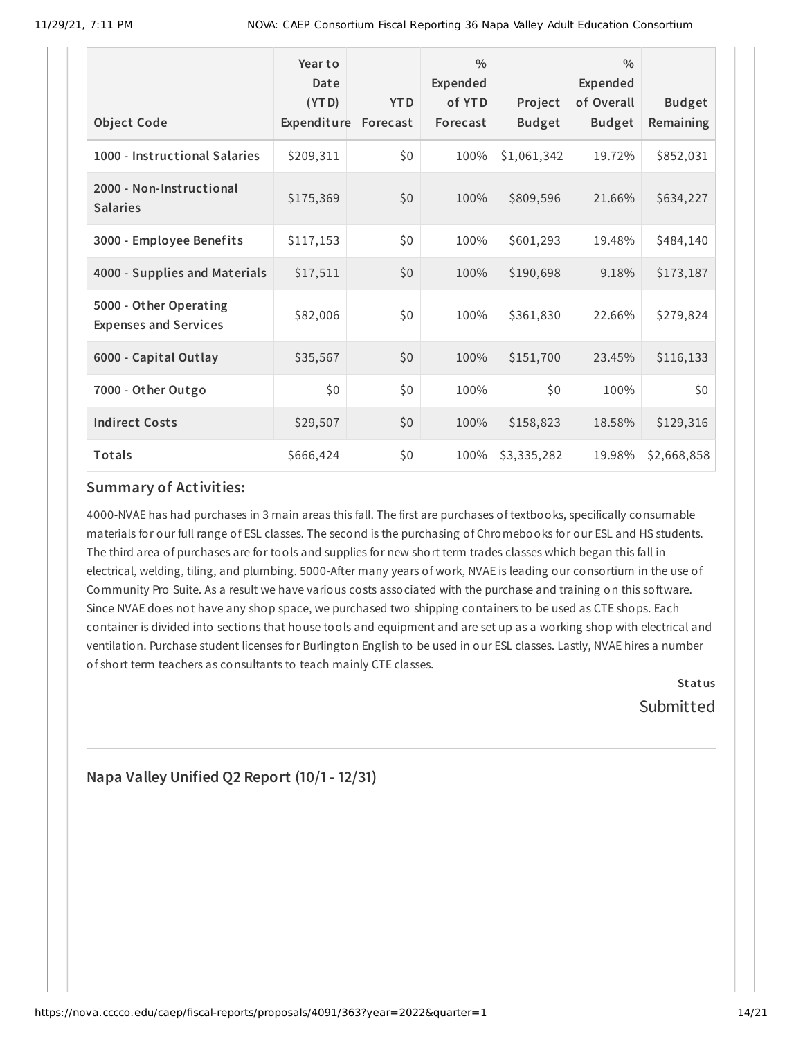| Object Code | Year to Date (YTD) Expenditure | YTD Forecast | % Expended of YTD Forecast | Project Budget | % Expended of Overall Budget | Budget Remaining |
|---|---|---|---|---|---|---|
| 1000 - Instructional Salaries | $209,311 | $0 | 100% | $1,061,342 | 19.72% | $852,031 |
| 2000 - Non-Instructional Salaries | $175,369 | $0 | 100% | $809,596 | 21.66% | $634,227 |
| 3000 - Employee Benefits | $117,153 | $0 | 100% | $601,293 | 19.48% | $484,140 |
| 4000 - Supplies and Materials | $17,511 | $0 | 100% | $190,698 | 9.18% | $173,187 |
| 5000 - Other Operating Expenses and Services | $82,006 | $0 | 100% | $361,830 | 22.66% | $279,824 |
| 6000 - Capital Outlay | $35,567 | $0 | 100% | $151,700 | 23.45% | $116,133 |
| 7000 - Other Outgo | $0 | $0 | 100% | $0 | 100% | $0 |
| Indirect Costs | $29,507 | $0 | 100% | $158,823 | 18.58% | $129,316 |
| Totals | $666,424 | $0 | 100% | $3,335,282 | 19.98% | $2,668,858 |

## Summary of Activities:

4000-NVAE has had purchases in 3 main areas this fall. The first are purchases of textbooks, specifically consumable materials for our full range of ESL classes. The second is the purchasing of Chromebooks for our ESL and HS students. The third area of purchases are for tools and supplies for new short term trades classes which began this fall in electrical, welding, tiling, and plumbing. 5000-After many years of work, NVAE is leading our consortium in the use of Community Pro Suite. As a result we have various costs associated with the purchase and training on this software. Since NVAE does not have any shop space, we purchased two shipping containers to be used as CTE shops. Each container is divided into sections that house tools and equipment and are set up as a working shop with electrical and ventilation. Purchase student licenses for Burlington English to be used in our ESL classes. Lastly, NVAE hires a number of short term teachers as consultants to teach mainly CTE classes.

**Status**

Submitted

## Napa Valley Unified Q2 Report (10/1 - 12/31)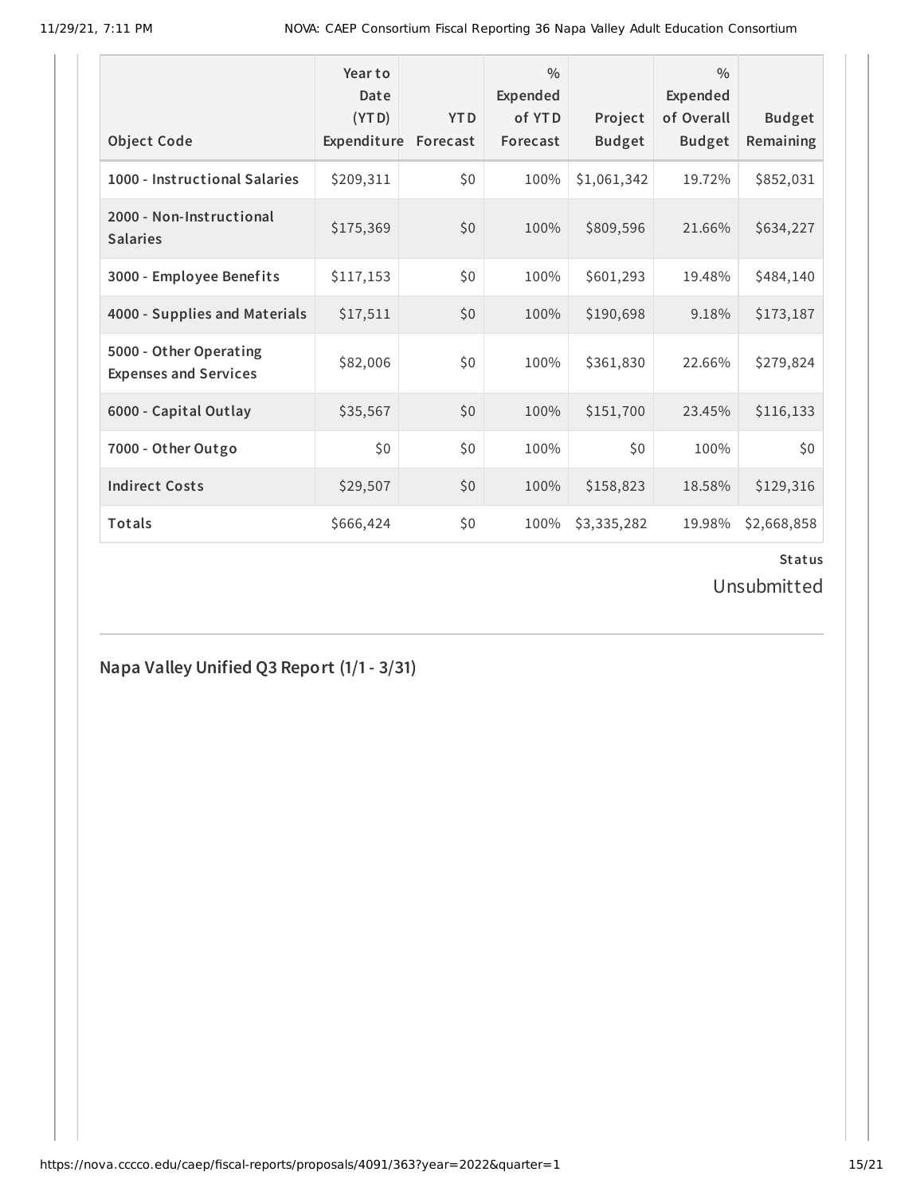| Object Code | Year to Date (YTD) Expenditure | YTD Forecast | % Expended of YTD Forecast | Project Budget | % Expended of Overall Budget | Budget Remaining |
|---|---|---|---|---|---|---|
| 1000 - Instructional Salaries | $209,311 | $0 | 100% | $1,061,342 | 19.72% | $852,031 |
| 2000 - Non-Instructional Salaries | $175,369 | $0 | 100% | $809,596 | 21.66% | $634,227 |
| 3000 - Employee Benefits | $117,153 | $0 | 100% | $601,293 | 19.48% | $484,140 |
| 4000 - Supplies and Materials | $17,511 | $0 | 100% | $190,698 | 9.18% | $173,187 |
| 5000 - Other Operating Expenses and Services | $82,006 | $0 | 100% | $361,830 | 22.66% | $279,824 |
| 6000 - Capital Outlay | $35,567 | $0 | 100% | $151,700 | 23.45% | $116,133 |
| 7000 - Other Outgo | $0 | $0 | 100% | $0 | 100% | $0 |
| Indirect Costs | $29,507 | $0 | 100% | $158,823 | 18.58% | $129,316 |
| Totals | $666,424 | $0 | 100% | $3,335,282 | 19.98% | $2,668,858 |

**Status**

Unsubmitted

## Napa Valley Unified Q3 Report (1/1 - 3/31)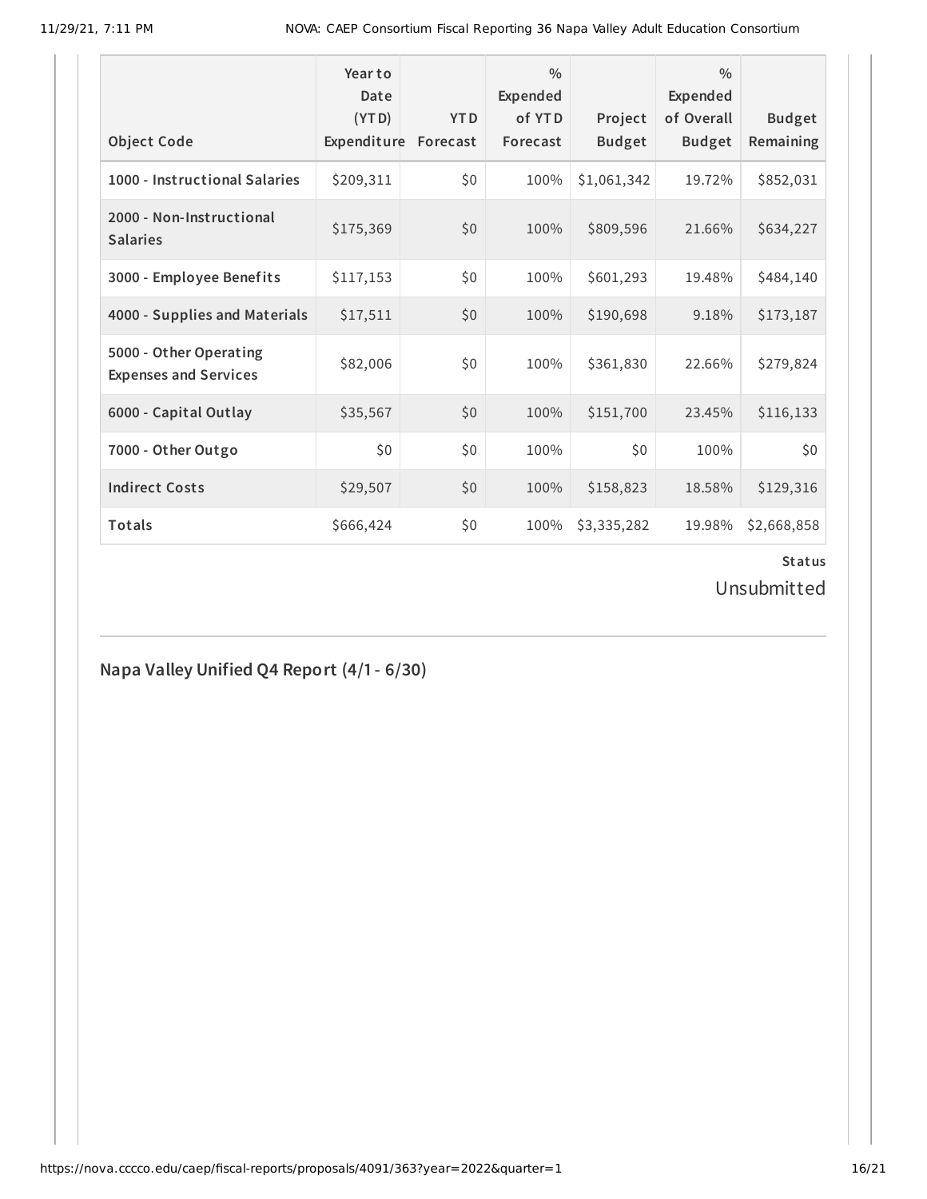| Object Code | Year to Date (YTD) Expenditure | YTD Forecast | % Expended of YTD Forecast | Project Budget | % Expended of Overall Budget | Budget Remaining |
|---|---|---|---|---|---|---|
| 1000 - Instructional Salaries | $209,311 | $0 | 100% | $1,061,342 | 19.72% | $852,031 |
| 2000 - Non-Instructional Salaries | $175,369 | $0 | 100% | $809,596 | 21.66% | $634,227 |
| 3000 - Employee Benefits | $117,153 | $0 | 100% | $601,293 | 19.48% | $484,140 |
| 4000 - Supplies and Materials | $17,511 | $0 | 100% | $190,698 | 9.18% | $173,187 |
| 5000 - Other Operating Expenses and Services | $82,006 | $0 | 100% | $361,830 | 22.66% | $279,824 |
| 6000 - Capital Outlay | $35,567 | $0 | 100% | $151,700 | 23.45% | $116,133 |
| 7000 - Other Outgo | $0 | $0 | 100% | $0 | 100% | $0 |
| Indirect Costs | $29,507 | $0 | 100% | $158,823 | 18.58% | $129,316 |
| Totals | $666,424 | $0 | 100% | $3,335,282 | 19.98% | $2,668,858 |

**Status**

Unsubmitted

## Napa Valley Unified Q4 Report (4/1 - 6/30)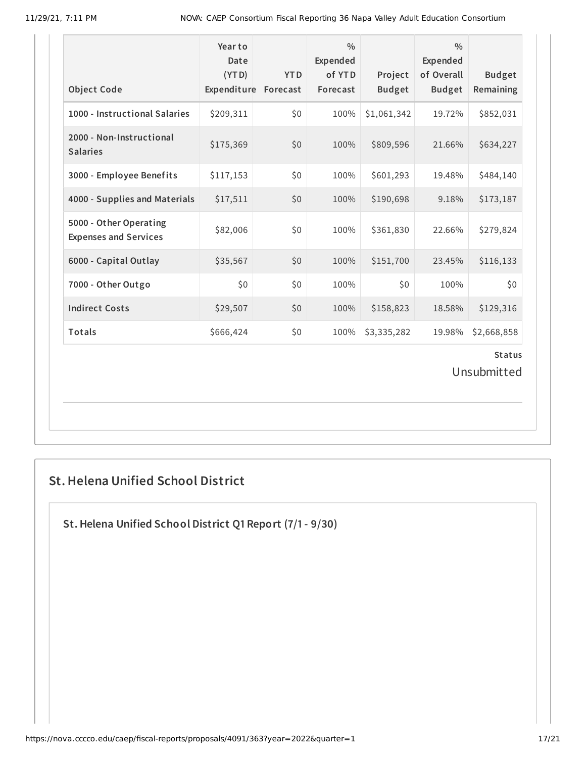| Object Code | Year to Date (YTD) Expenditure | YTD Forecast | % Expended of YTD Forecast | Project Budget | % Expended of Overall Budget | Budget Remaining |
|---|---|---|---|---|---|---|
| 1000 - Instructional Salaries | $209,311 | $0 | 100% | $1,061,342 | 19.72% | $852,031 |
| 2000 - Non-Instructional Salaries | $175,369 | $0 | 100% | $809,596 | 21.66% | $634,227 |
| 3000 - Employee Benefits | $117,153 | $0 | 100% | $601,293 | 19.48% | $484,140 |
| 4000 - Supplies and Materials | $17,511 | $0 | 100% | $190,698 | 9.18% | $173,187 |
| 5000 - Other Operating Expenses and Services | $82,006 | $0 | 100% | $361,830 | 22.66% | $279,824 |
| 6000 - Capital Outlay | $35,567 | $0 | 100% | $151,700 | 23.45% | $116,133 |
| 7000 - Other Outgo | $0 | $0 | 100% | $0 | 100% | $0 |
| Indirect Costs | $29,507 | $0 | 100% | $158,823 | 18.58% | $129,316 |
| Totals | $666,424 | $0 | 100% | $3,335,282 | 19.98% | $2,668,858 |

**Status**

Unsubmitted

## St. Helena Unified School District

### St. Helena Unified School District Q1 Report (7/1 - 9/30)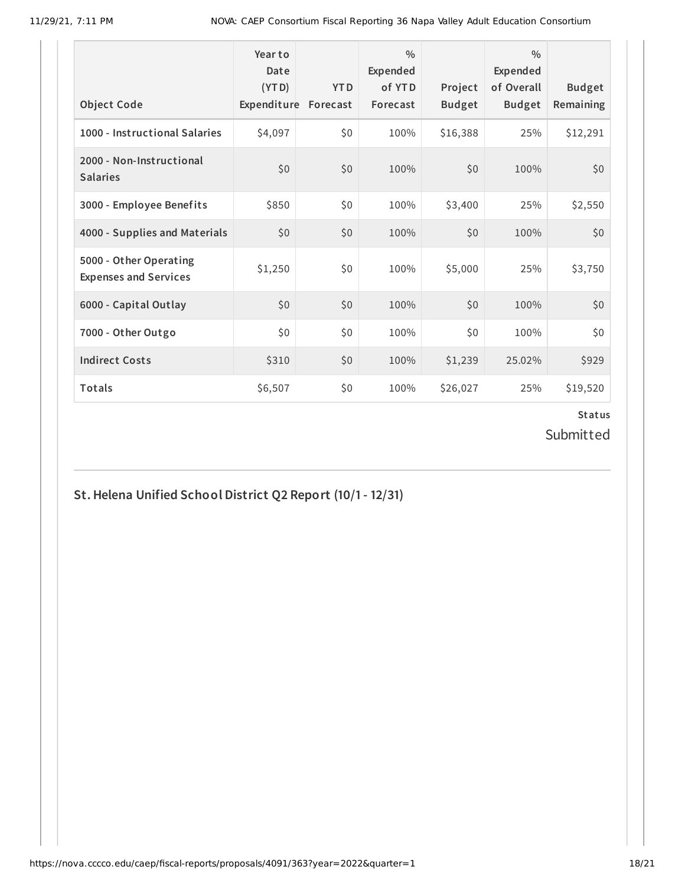| Object Code | Year to Date (YTD) Expenditure | YTD Forecast | % Expended of YTD Forecast | Project Budget | % Expended of Overall Budget | Budget Remaining |
|---|---|---|---|---|---|---|
| 1000 - Instructional Salaries | $4,097 | $0 | 100% | $16,388 | 25% | $12,291 |
| 2000 - Non-Instructional Salaries | $0 | $0 | 100% | $0 | 100% | $0 |
| 3000 - Employee Benefits | $850 | $0 | 100% | $3,400 | 25% | $2,550 |
| 4000 - Supplies and Materials | $0 | $0 | 100% | $0 | 100% | $0 |
| 5000 - Other Operating Expenses and Services | $1,250 | $0 | 100% | $5,000 | 25% | $3,750 |
| 6000 - Capital Outlay | $0 | $0 | 100% | $0 | 100% | $0 |
| 7000 - Other Outgo | $0 | $0 | 100% | $0 | 100% | $0 |
| Indirect Costs | $310 | $0 | 100% | $1,239 | 25.02% | $929 |
| Totals | $6,507 | $0 | 100% | $26,027 | 25% | $19,520 |

**Status**

Submitted

## St. Helena Unified School District Q2 Report (10/1 - 12/31)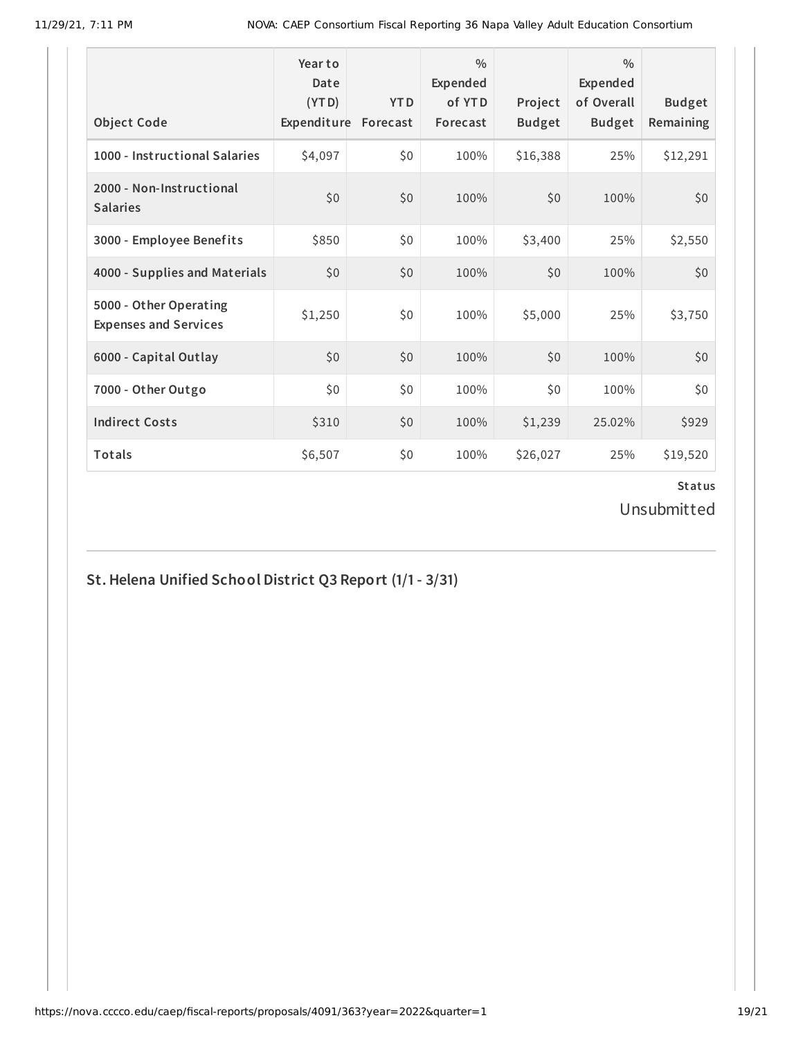| Object Code | Year to Date (YTD) Expenditure | YTD Forecast | % Expended of YTD Forecast | Project Budget | % Expended of Overall Budget | Budget Remaining |
|---|---|---|---|---|---|---|
| 1000 - Instructional Salaries | $4,097 | $0 | 100% | $16,388 | 25% | $12,291 |
| 2000 - Non-Instructional Salaries | $0 | $0 | 100% | $0 | 100% | $0 |
| 3000 - Employee Benefits | $850 | $0 | 100% | $3,400 | 25% | $2,550 |
| 4000 - Supplies and Materials | $0 | $0 | 100% | $0 | 100% | $0 |
| 5000 - Other Operating Expenses and Services | $1,250 | $0 | 100% | $5,000 | 25% | $3,750 |
| 6000 - Capital Outlay | $0 | $0 | 100% | $0 | 100% | $0 |
| 7000 - Other Outgo | $0 | $0 | 100% | $0 | 100% | $0 |
| Indirect Costs | $310 | $0 | 100% | $1,239 | 25.02% | $929 |
| Totals | $6,507 | $0 | 100% | $26,027 | 25% | $19,520 |

**Status**

Unsubmitted

## St. Helena Unified School District Q3 Report (1/1 - 3/31)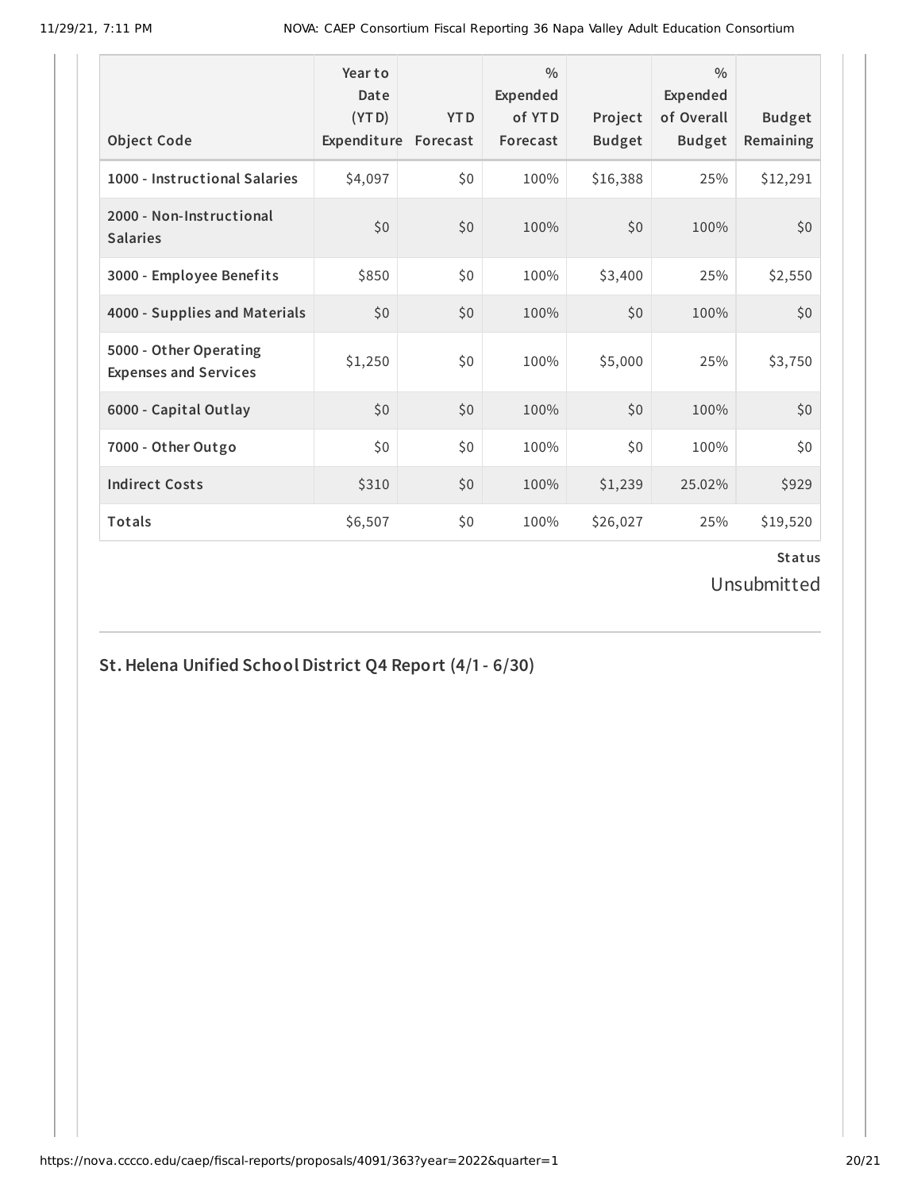| Object Code | Year to Date (YTD) Expenditure | YTD Forecast | % Expended of YTD Forecast | Project Budget | % Expended of Overall Budget | Budget Remaining |
|---|---|---|---|---|---|---|
| 1000 - Instructional Salaries | $4,097 | $0 | 100% | $16,388 | 25% | $12,291 |
| 2000 - Non-Instructional Salaries | $0 | $0 | 100% | $0 | 100% | $0 |
| 3000 - Employee Benefits | $850 | $0 | 100% | $3,400 | 25% | $2,550 |
| 4000 - Supplies and Materials | $0 | $0 | 100% | $0 | 100% | $0 |
| 5000 - Other Operating Expenses and Services | $1,250 | $0 | 100% | $5,000 | 25% | $3,750 |
| 6000 - Capital Outlay | $0 | $0 | 100% | $0 | 100% | $0 |
| 7000 - Other Outgo | $0 | $0 | 100% | $0 | 100% | $0 |
| Indirect Costs | $310 | $0 | 100% | $1,239 | 25.02% | $929 |
| Totals | $6,507 | $0 | 100% | $26,027 | 25% | $19,520 |

**Status**

Unsubmitted

## St. Helena Unified School District Q4 Report (4/1 - 6/30)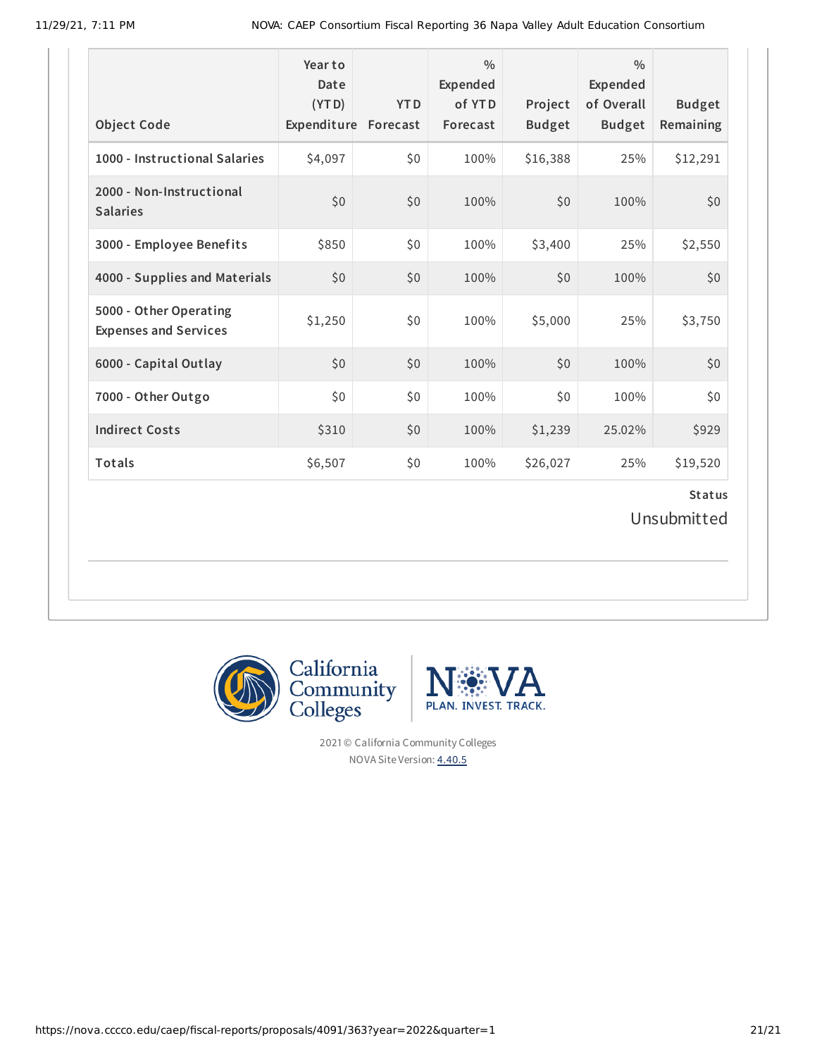| Object Code | Year to Date (YTD) Expenditure | YTD Forecast | % Expended of YTD Forecast | Project Budget | % Expended of Overall Budget | Budget Remaining |
|---|---|---|---|---|---|---|
| 1000 - Instructional Salaries | $4,097 | $0 | 100% | $16,388 | 25% | $12,291 |
| 2000 - Non-Instructional Salaries | $0 | $0 | 100% | $0 | 100% | $0 |
| 3000 - Employee Benefits | $850 | $0 | 100% | $3,400 | 25% | $2,550 |
| 4000 - Supplies and Materials | $0 | $0 | 100% | $0 | 100% | $0 |
| 5000 - Other Operating Expenses and Services | $1,250 | $0 | 100% | $5,000 | 25% | $3,750 |
| 6000 - Capital Outlay | $0 | $0 | 100% | $0 | 100% | $0 |
| 7000 - Other Outgo | $0 | $0 | 100% | $0 | 100% | $0 |
| Indirect Costs | $310 | $0 | 100% | $1,239 | 25.02% | $929 |
| Totals | $6,507 | $0 | 100% | $26,027 | 25% | $19,520 |

**Status**

Unsubmitted

California Community Colleges

NOVA PLAN. INVEST. TRACK.

2021 © California Community Colleges

NOVA Site Version: 4.40.5